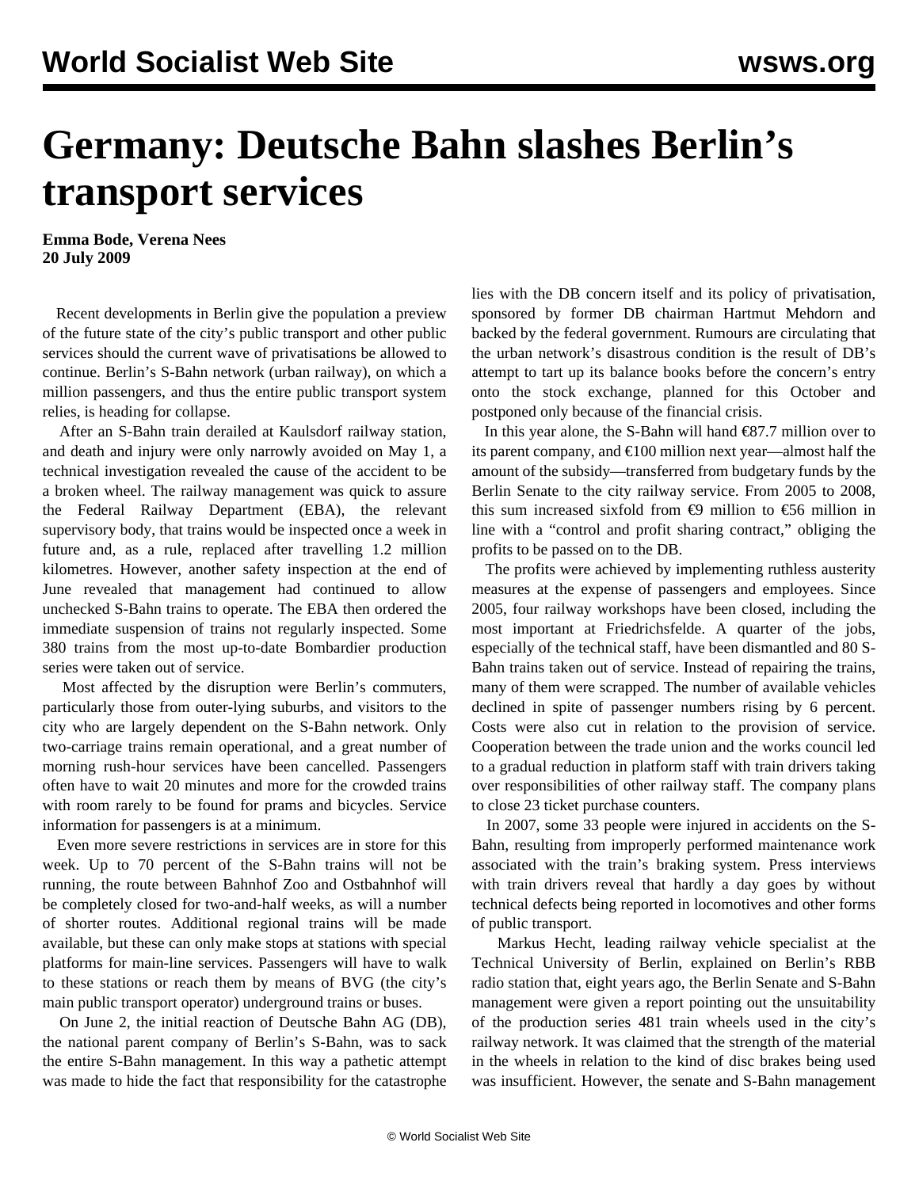# Germany: Deutsche Bahn slashes Berlin's transport services

**Emma Bode, Verena Nees**
**20 July 2009**

Recent developments in Berlin give the population a preview of the future state of the city's public transport and other public services should the current wave of privatisations be allowed to continue. Berlin's S-Bahn network (urban railway), on which a million passengers, and thus the entire public transport system relies, is heading for collapse.

After an S-Bahn train derailed at Kaulsdorf railway station, and death and injury were only narrowly avoided on May 1, a technical investigation revealed the cause of the accident to be a broken wheel. The railway management was quick to assure the Federal Railway Department (EBA), the relevant supervisory body, that trains would be inspected once a week in future and, as a rule, replaced after travelling 1.2 million kilometres. However, another safety inspection at the end of June revealed that management had continued to allow unchecked S-Bahn trains to operate. The EBA then ordered the immediate suspension of trains not regularly inspected. Some 380 trains from the most up-to-date Bombardier production series were taken out of service.

Most affected by the disruption were Berlin's commuters, particularly those from outer-lying suburbs, and visitors to the city who are largely dependent on the S-Bahn network. Only two-carriage trains remain operational, and a great number of morning rush-hour services have been cancelled. Passengers often have to wait 20 minutes and more for the crowded trains with room rarely to be found for prams and bicycles. Service information for passengers is at a minimum.

Even more severe restrictions in services are in store for this week. Up to 70 percent of the S-Bahn trains will not be running, the route between Bahnhof Zoo and Ostbahnhof will be completely closed for two-and-half weeks, as will a number of shorter routes. Additional regional trains will be made available, but these can only make stops at stations with special platforms for main-line services. Passengers will have to walk to these stations or reach them by means of BVG (the city's main public transport operator) underground trains or buses.

On June 2, the initial reaction of Deutsche Bahn AG (DB), the national parent company of Berlin's S-Bahn, was to sack the entire S-Bahn management. In this way a pathetic attempt was made to hide the fact that responsibility for the catastrophe lies with the DB concern itself and its policy of privatisation, sponsored by former DB chairman Hartmut Mehdorn and backed by the federal government. Rumours are circulating that the urban network's disastrous condition is the result of DB's attempt to tart up its balance books before the concern's entry onto the stock exchange, planned for this October and postponed only because of the financial crisis.

In this year alone, the S-Bahn will hand €87.7 million over to its parent company, and €100 million next year—almost half the amount of the subsidy—transferred from budgetary funds by the Berlin Senate to the city railway service. From 2005 to 2008, this sum increased sixfold from €9 million to €56 million in line with a "control and profit sharing contract," obliging the profits to be passed on to the DB.

The profits were achieved by implementing ruthless austerity measures at the expense of passengers and employees. Since 2005, four railway workshops have been closed, including the most important at Friedrichsfelde. A quarter of the jobs, especially of the technical staff, have been dismantled and 80 S-Bahn trains taken out of service. Instead of repairing the trains, many of them were scrapped. The number of available vehicles declined in spite of passenger numbers rising by 6 percent. Costs were also cut in relation to the provision of service. Cooperation between the trade union and the works council led to a gradual reduction in platform staff with train drivers taking over responsibilities of other railway staff. The company plans to close 23 ticket purchase counters.

In 2007, some 33 people were injured in accidents on the S-Bahn, resulting from improperly performed maintenance work associated with the train's braking system. Press interviews with train drivers reveal that hardly a day goes by without technical defects being reported in locomotives and other forms of public transport.

Markus Hecht, leading railway vehicle specialist at the Technical University of Berlin, explained on Berlin's RBB radio station that, eight years ago, the Berlin Senate and S-Bahn management were given a report pointing out the unsuitability of the production series 481 train wheels used in the city's railway network. It was claimed that the strength of the material in the wheels in relation to the kind of disc brakes being used was insufficient. However, the senate and S-Bahn management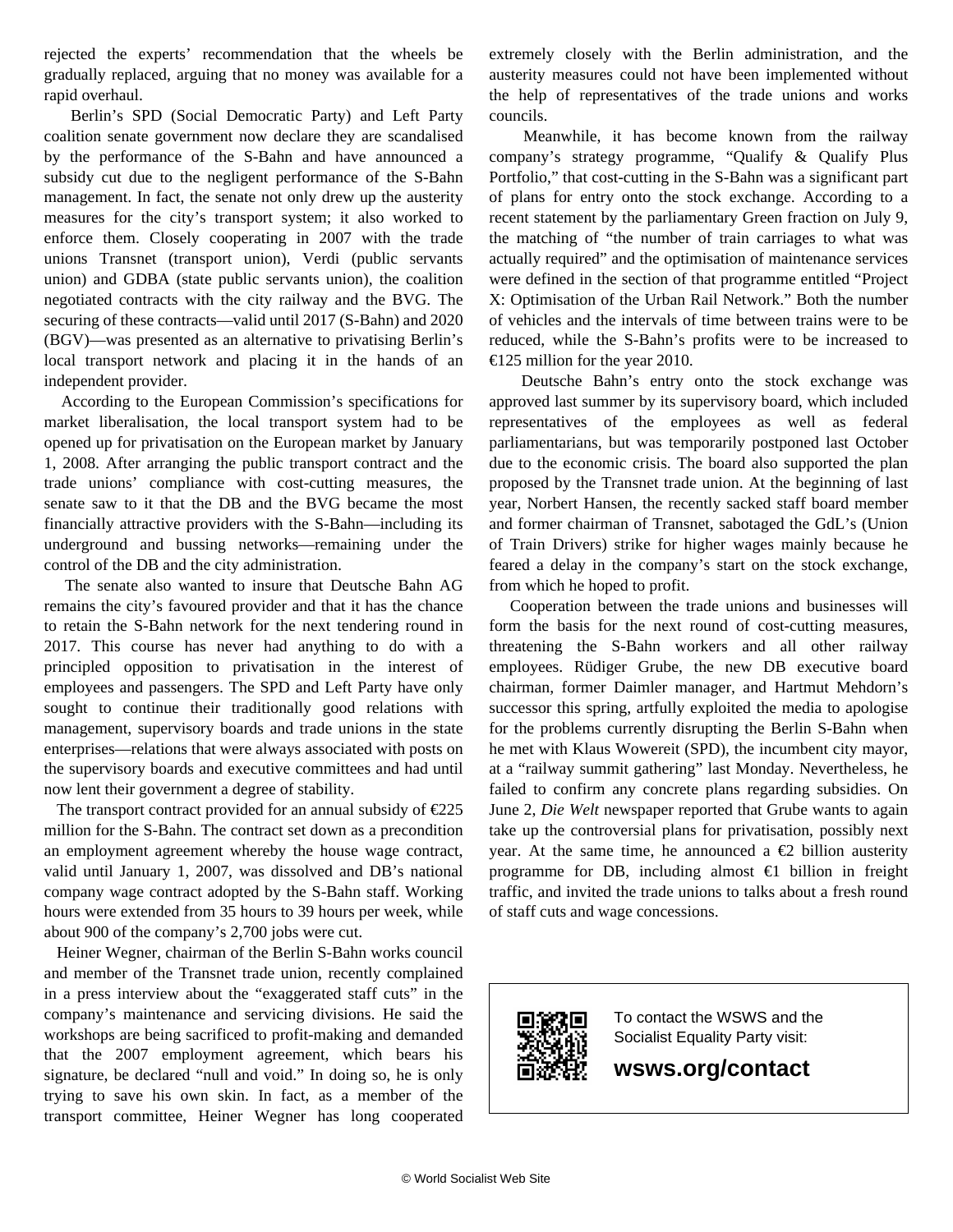rejected the experts' recommendation that the wheels be gradually replaced, arguing that no money was available for a rapid overhaul.

Berlin's SPD (Social Democratic Party) and Left Party coalition senate government now declare they are scandalised by the performance of the S-Bahn and have announced a subsidy cut due to the negligent performance of the S-Bahn management. In fact, the senate not only drew up the austerity measures for the city's transport system; it also worked to enforce them. Closely cooperating in 2007 with the trade unions Transnet (transport union), Verdi (public servants union) and GDBA (state public servants union), the coalition negotiated contracts with the city railway and the BVG. The securing of these contracts—valid until 2017 (S-Bahn) and 2020 (BGV)—was presented as an alternative to privatising Berlin's local transport network and placing it in the hands of an independent provider.

According to the European Commission's specifications for market liberalisation, the local transport system had to be opened up for privatisation on the European market by January 1, 2008. After arranging the public transport contract and the trade unions' compliance with cost-cutting measures, the senate saw to it that the DB and the BVG became the most financially attractive providers with the S-Bahn—including its underground and bussing networks—remaining under the control of the DB and the city administration.

The senate also wanted to insure that Deutsche Bahn AG remains the city's favoured provider and that it has the chance to retain the S-Bahn network for the next tendering round in 2017. This course has never had anything to do with a principled opposition to privatisation in the interest of employees and passengers. The SPD and Left Party have only sought to continue their traditionally good relations with management, supervisory boards and trade unions in the state enterprises—relations that were always associated with posts on the supervisory boards and executive committees and had until now lent their government a degree of stability.

The transport contract provided for an annual subsidy of €225 million for the S-Bahn. The contract set down as a precondition an employment agreement whereby the house wage contract, valid until January 1, 2007, was dissolved and DB's national company wage contract adopted by the S-Bahn staff. Working hours were extended from 35 hours to 39 hours per week, while about 900 of the company's 2,700 jobs were cut.

Heiner Wegner, chairman of the Berlin S-Bahn works council and member of the Transnet trade union, recently complained in a press interview about the "exaggerated staff cuts" in the company's maintenance and servicing divisions. He said the workshops are being sacrificed to profit-making and demanded that the 2007 employment agreement, which bears his signature, be declared "null and void." In doing so, he is only trying to save his own skin. In fact, as a member of the transport committee, Heiner Wegner has long cooperated extremely closely with the Berlin administration, and the austerity measures could not have been implemented without the help of representatives of the trade unions and works councils.

Meanwhile, it has become known from the railway company's strategy programme, "Qualify & Qualify Plus Portfolio," that cost-cutting in the S-Bahn was a significant part of plans for entry onto the stock exchange. According to a recent statement by the parliamentary Green fraction on July 9, the matching of "the number of train carriages to what was actually required" and the optimisation of maintenance services were defined in the section of that programme entitled "Project X: Optimisation of the Urban Rail Network." Both the number of vehicles and the intervals of time between trains were to be reduced, while the S-Bahn's profits were to be increased to €125 million for the year 2010.

Deutsche Bahn's entry onto the stock exchange was approved last summer by its supervisory board, which included representatives of the employees as well as federal parliamentarians, but was temporarily postponed last October due to the economic crisis. The board also supported the plan proposed by the Transnet trade union. At the beginning of last year, Norbert Hansen, the recently sacked staff board member and former chairman of Transnet, sabotaged the GdL's (Union of Train Drivers) strike for higher wages mainly because he feared a delay in the company's start on the stock exchange, from which he hoped to profit.

Cooperation between the trade unions and businesses will form the basis for the next round of cost-cutting measures, threatening the S-Bahn workers and all other railway employees. Rüdiger Grube, the new DB executive board chairman, former Daimler manager, and Hartmut Mehdorn's successor this spring, artfully exploited the media to apologise for the problems currently disrupting the Berlin S-Bahn when he met with Klaus Wowereit (SPD), the incumbent city mayor, at a "railway summit gathering" last Monday. Nevertheless, he failed to confirm any concrete plans regarding subsidies. On June 2, *Die Welt* newspaper reported that Grube wants to again take up the controversial plans for privatisation, possibly next year. At the same time, he announced a €2 billion austerity programme for DB, including almost €1 billion in freight traffic, and invited the trade unions to talks about a fresh round of staff cuts and wage concessions.

To contact the WSWS and the Socialist Equality Party visit:

**wsws.org/contact**